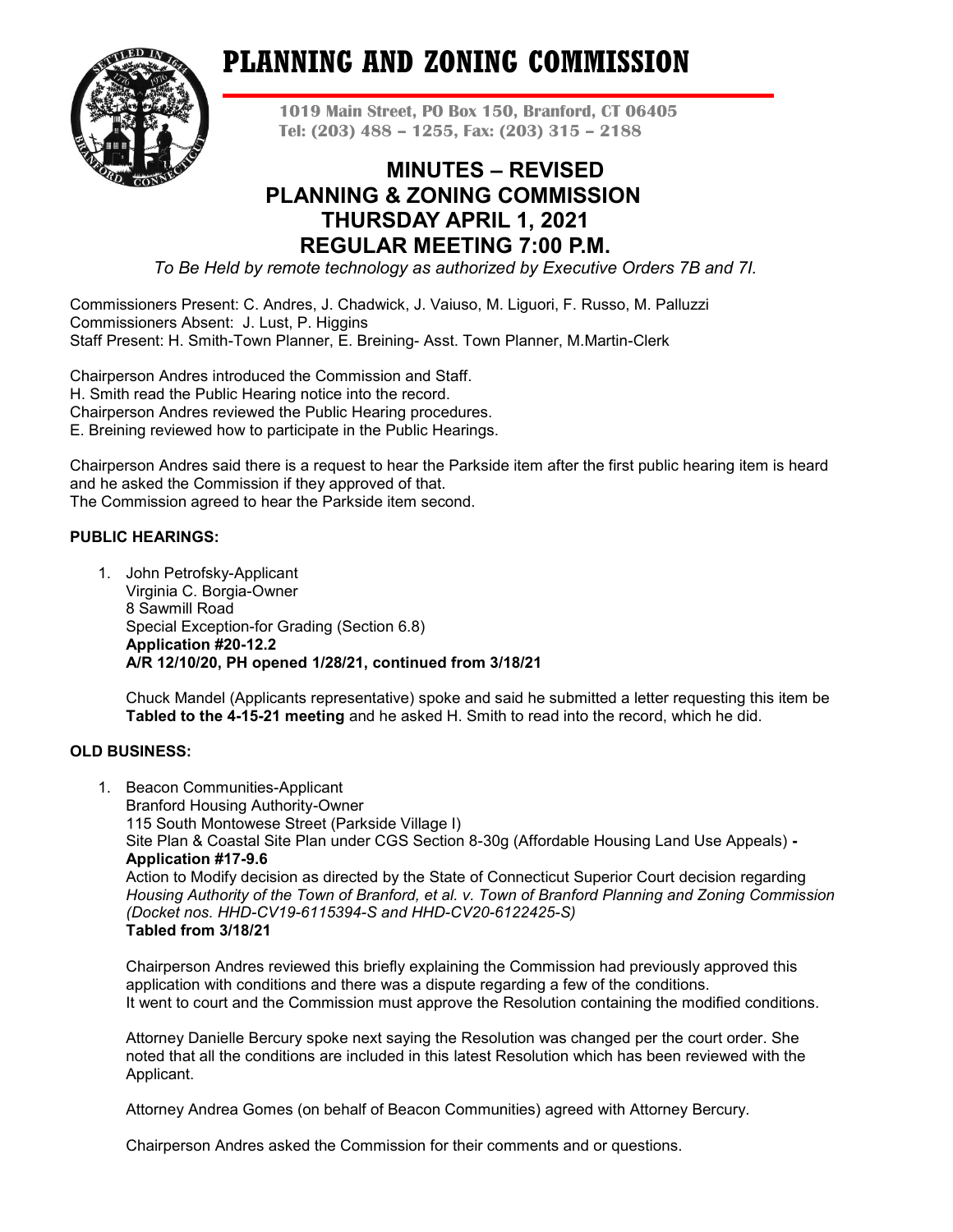# PLANNING AND ZONING COMMISSION

**1019 Main Street, PO Box 150, Branford, CT 06405**
**Tel: (203) 488 – 1255, Fax: (203) 315 – 2188**

## MINUTES – REVISED
## PLANNING & ZONING COMMISSION
## THURSDAY APRIL 1, 2021
## REGULAR MEETING 7:00 P.M.

*To Be Held by remote technology as authorized by Executive Orders 7B and 7I.*

Commissioners Present: C. Andres, J. Chadwick, J. Vaiuso, M. Liguori, F. Russo, M. Palluzzi
Commissioners Absent: J. Lust, P. Higgins
Staff Present: H. Smith-Town Planner, E. Breining- Asst. Town Planner, M.Martin-Clerk

Chairperson Andres introduced the Commission and Staff.
H. Smith read the Public Hearing notice into the record.
Chairperson Andres reviewed the Public Hearing procedures.
E. Breining reviewed how to participate in the Public Hearings.

Chairperson Andres said there is a request to hear the Parkside item after the first public hearing item is heard and he asked the Commission if they approved of that.
The Commission agreed to hear the Parkside item second.

**PUBLIC HEARINGS:**

1. John Petrofsky-Applicant
   Virginia C. Borgia-Owner
   8 Sawmill Road
   Special Exception-for Grading (Section 6.8)
   **Application #20-12.2**
   **A/R 12/10/20, PH opened 1/28/21, continued from 3/18/21**

   Chuck Mandel (Applicants representative) spoke and said he submitted a letter requesting this item be **Tabled to the 4-15-21 meeting** and he asked H. Smith to read into the record, which he did.

**OLD BUSINESS:**

1. Beacon Communities-Applicant
   Branford Housing Authority-Owner
   115 South Montowese Street (Parkside Village I)
   Site Plan & Coastal Site Plan under CGS Section 8-30g (Affordable Housing Land Use Appeals) **- Application #17-9.6**
   Action to Modify decision as directed by the State of Connecticut Superior Court decision regarding *Housing Authority of the Town of Branford, et al. v. Town of Branford Planning and Zoning Commission (Docket nos. HHD-CV19-6115394-S and HHD-CV20-6122425-S)*
   **Tabled from 3/18/21**

   Chairperson Andres reviewed this briefly explaining the Commission had previously approved this application with conditions and there was a dispute regarding a few of the conditions.
   It went to court and the Commission must approve the Resolution containing the modified conditions.

   Attorney Danielle Bercury spoke next saying the Resolution was changed per the court order. She noted that all the conditions are included in this latest Resolution which has been reviewed with the Applicant.

   Attorney Andrea Gomes (on behalf of Beacon Communities) agreed with Attorney Bercury.

   Chairperson Andres asked the Commission for their comments and or questions.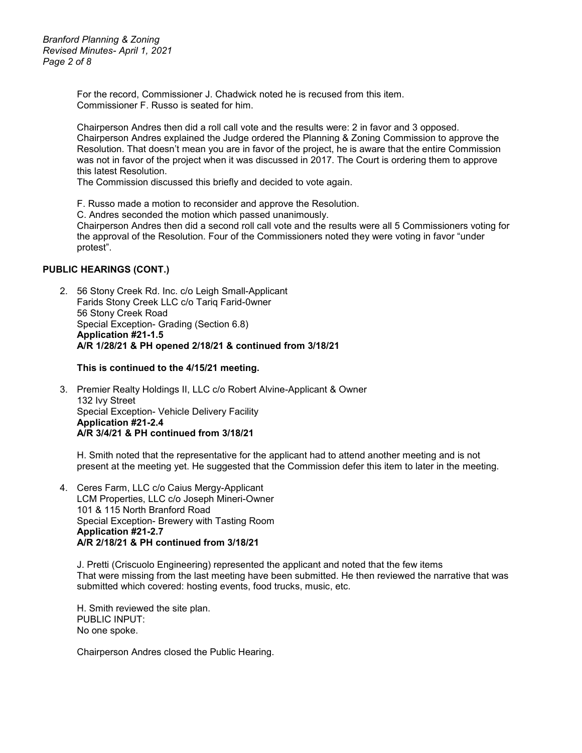For the record, Commissioner J. Chadwick noted he is recused from this item.
Commissioner F. Russo is seated for him.

Chairperson Andres then did a roll call vote and the results were: 2 in favor and 3 opposed.
Chairperson Andres explained the Judge ordered the Planning & Zoning Commission to approve the Resolution. That doesn't mean you are in favor of the project, he is aware that the entire Commission was not in favor of the project when it was discussed in 2017. The Court is ordering them to approve this latest Resolution.
The Commission discussed this briefly and decided to vote again.

F. Russo made a motion to reconsider and approve the Resolution.
C. Andres seconded the motion which passed unanimously.
Chairperson Andres then did a second roll call vote and the results were all 5 Commissioners voting for the approval of the Resolution. Four of the Commissioners noted they were voting in favor "under protest".

**PUBLIC HEARINGS (CONT.)**

2. 56 Stony Creek Rd. Inc. c/o Leigh Small-Applicant
   Farids Stony Creek LLC c/o Tariq Farid-0wner
   56 Stony Creek Road
   Special Exception- Grading (Section 6.8)
   **Application #21-1.5**
   **A/R 1/28/21 & PH opened 2/18/21 & continued from 3/18/21**

   **This is continued to the 4/15/21 meeting.**

3. Premier Realty Holdings II, LLC c/o Robert Alvine-Applicant & Owner
   132 Ivy Street
   Special Exception- Vehicle Delivery Facility
   **Application #21-2.4**
   **A/R 3/4/21 & PH continued from 3/18/21**

   H. Smith noted that the representative for the applicant had to attend another meeting and is not present at the meeting yet. He suggested that the Commission defer this item to later in the meeting.

4. Ceres Farm, LLC c/o Caius Mergy-Applicant
   LCM Properties, LLC c/o Joseph Mineri-Owner
   101 & 115 North Branford Road
   Special Exception- Brewery with Tasting Room
   **Application #21-2.7**
   **A/R 2/18/21 & PH continued from 3/18/21**

   J. Pretti (Criscuolo Engineering) represented the applicant and noted that the few items That were missing from the last meeting have been submitted. He then reviewed the narrative that was submitted which covered: hosting events, food trucks, music, etc.

   H. Smith reviewed the site plan.
   PUBLIC INPUT:
   No one spoke.

   Chairperson Andres closed the Public Hearing.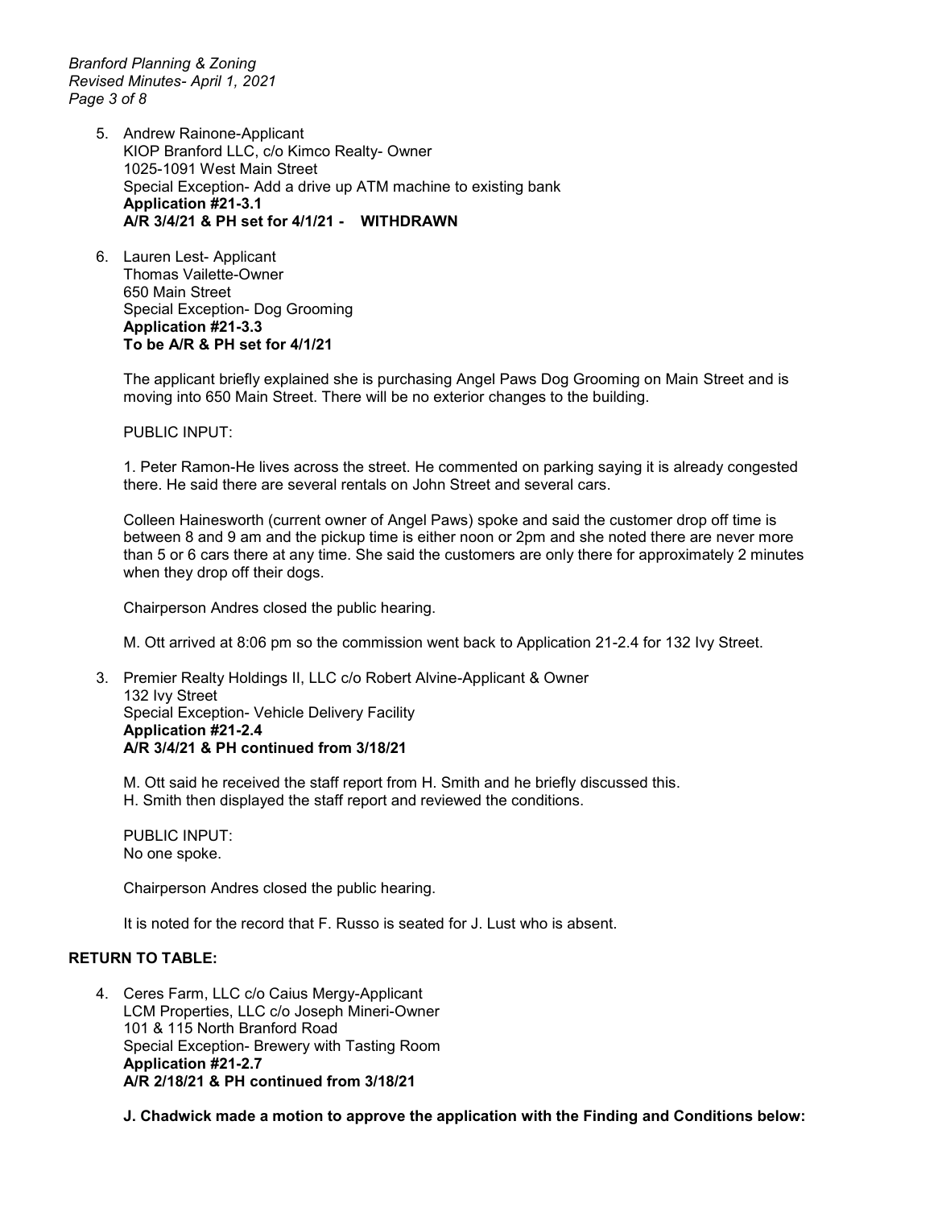5. Andrew Rainone-Applicant
   KIOP Branford LLC, c/o Kimco Realty- Owner
   1025-1091 West Main Street
   Special Exception- Add a drive up ATM machine to existing bank
   **Application #21-3.1**
   **A/R 3/4/21 & PH set for 4/1/21 - WITHDRAWN**

6. Lauren Lest- Applicant
   Thomas Vailette-Owner
   650 Main Street
   Special Exception- Dog Grooming
   **Application #21-3.3**
   **To be A/R & PH set for 4/1/21**

   The applicant briefly explained she is purchasing Angel Paws Dog Grooming on Main Street and is moving into 650 Main Street. There will be no exterior changes to the building.

   PUBLIC INPUT:

   1. Peter Ramon-He lives across the street. He commented on parking saying it is already congested there. He said there are several rentals on John Street and several cars.

   Colleen Hainesworth (current owner of Angel Paws) spoke and said the customer drop off time is between 8 and 9 am and the pickup time is either noon or 2pm and she noted there are never more than 5 or 6 cars there at any time. She said the customers are only there for approximately 2 minutes when they drop off their dogs.

   Chairperson Andres closed the public hearing.

   M. Ott arrived at 8:06 pm so the commission went back to Application 21-2.4 for 132 Ivy Street.

3. Premier Realty Holdings II, LLC c/o Robert Alvine-Applicant & Owner
   132 Ivy Street
   Special Exception- Vehicle Delivery Facility
   **Application #21-2.4**
   **A/R 3/4/21 & PH continued from 3/18/21**

   M. Ott said he received the staff report from H. Smith and he briefly discussed this.
   H. Smith then displayed the staff report and reviewed the conditions.

   PUBLIC INPUT:
   No one spoke.

   Chairperson Andres closed the public hearing.

   It is noted for the record that F. Russo is seated for J. Lust who is absent.

**RETURN TO TABLE:**

4. Ceres Farm, LLC c/o Caius Mergy-Applicant
   LCM Properties, LLC c/o Joseph Mineri-Owner
   101 & 115 North Branford Road
   Special Exception- Brewery with Tasting Room
   **Application #21-2.7**
   **A/R 2/18/21 & PH continued from 3/18/21**

   **J. Chadwick made a motion to approve the application with the Finding and Conditions below:**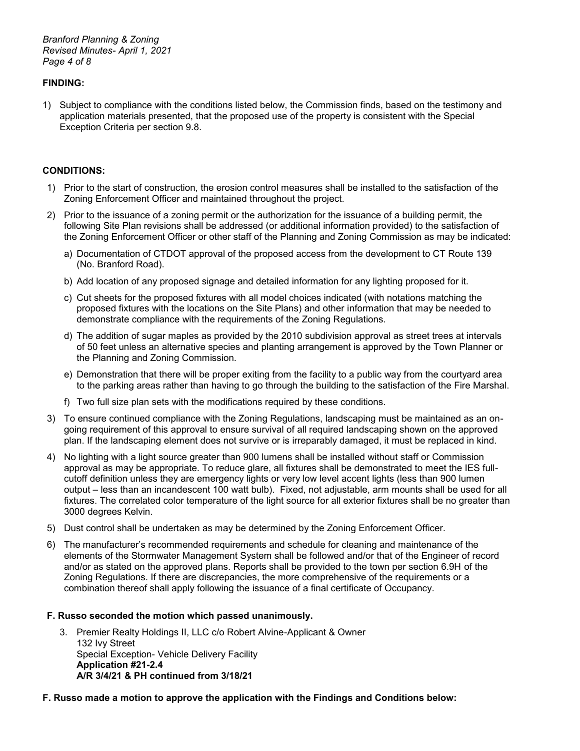**FINDING:**

1) Subject to compliance with the conditions listed below, the Commission finds, based on the testimony and application materials presented, that the proposed use of the property is consistent with the Special Exception Criteria per section 9.8.

**CONDITIONS:**

1) Prior to the start of construction, the erosion control measures shall be installed to the satisfaction of the Zoning Enforcement Officer and maintained throughout the project.
2) Prior to the issuance of a zoning permit or the authorization for the issuance of a building permit, the following Site Plan revisions shall be addressed (or additional information provided) to the satisfaction of the Zoning Enforcement Officer or other staff of the Planning and Zoning Commission as may be indicated:
   a) Documentation of CTDOT approval of the proposed access from the development to CT Route 139 (No. Branford Road).
   b) Add location of any proposed signage and detailed information for any lighting proposed for it.
   c) Cut sheets for the proposed fixtures with all model choices indicated (with notations matching the proposed fixtures with the locations on the Site Plans) and other information that may be needed to demonstrate compliance with the requirements of the Zoning Regulations.
   d) The addition of sugar maples as provided by the 2010 subdivision approval as street trees at intervals of 50 feet unless an alternative species and planting arrangement is approved by the Town Planner or the Planning and Zoning Commission.
   e) Demonstration that there will be proper exiting from the facility to a public way from the courtyard area to the parking areas rather than having to go through the building to the satisfaction of the Fire Marshal.
   f) Two full size plan sets with the modifications required by these conditions.
3) To ensure continued compliance with the Zoning Regulations, landscaping must be maintained as an on-going requirement of this approval to ensure survival of all required landscaping shown on the approved plan. If the landscaping element does not survive or is irreparably damaged, it must be replaced in kind.
4) No lighting with a light source greater than 900 lumens shall be installed without staff or Commission approval as may be appropriate. To reduce glare, all fixtures shall be demonstrated to meet the IES full-cutoff definition unless they are emergency lights or very low level accent lights (less than 900 lumen output – less than an incandescent 100 watt bulb). Fixed, not adjustable, arm mounts shall be used for all fixtures. The correlated color temperature of the light source for all exterior fixtures shall be no greater than 3000 degrees Kelvin.
5) Dust control shall be undertaken as may be determined by the Zoning Enforcement Officer.
6) The manufacturer's recommended requirements and schedule for cleaning and maintenance of the elements of the Stormwater Management System shall be followed and/or that of the Engineer of record and/or as stated on the approved plans. Reports shall be provided to the town per section 6.9H of the Zoning Regulations. If there are discrepancies, the more comprehensive of the requirements or a combination thereof shall apply following the issuance of a final certificate of Occupancy.

**F. Russo seconded the motion which passed unanimously.**

3. Premier Realty Holdings II, LLC c/o Robert Alvine-Applicant & Owner
   132 Ivy Street
   Special Exception- Vehicle Delivery Facility
   **Application #21-2.4**
   **A/R 3/4/21 & PH continued from 3/18/21**

**F. Russo made a motion to approve the application with the Findings and Conditions below:**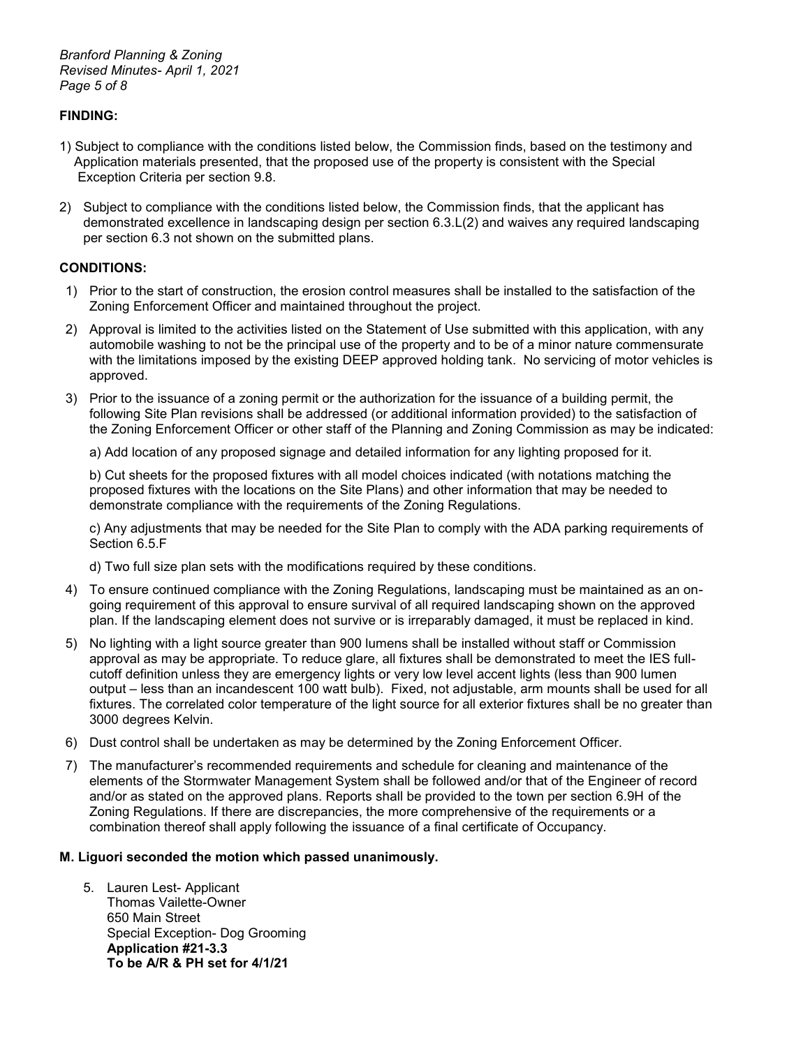**FINDING:**

1) Subject to compliance with the conditions listed below, the Commission finds, based on the testimony and Application materials presented, that the proposed use of the property is consistent with the Special Exception Criteria per section 9.8.

2) Subject to compliance with the conditions listed below, the Commission finds, that the applicant has demonstrated excellence in landscaping design per section 6.3.L(2) and waives any required landscaping per section 6.3 not shown on the submitted plans.

**CONDITIONS:**

1) Prior to the start of construction, the erosion control measures shall be installed to the satisfaction of the Zoning Enforcement Officer and maintained throughout the project.

2) Approval is limited to the activities listed on the Statement of Use submitted with this application, with any automobile washing to not be the principal use of the property and to be of a minor nature commensurate with the limitations imposed by the existing DEEP approved holding tank. No servicing of motor vehicles is approved.

3) Prior to the issuance of a zoning permit or the authorization for the issuance of a building permit, the following Site Plan revisions shall be addressed (or additional information provided) to the satisfaction of the Zoning Enforcement Officer or other staff of the Planning and Zoning Commission as may be indicated:

   a) Add location of any proposed signage and detailed information for any lighting proposed for it.

   b) Cut sheets for the proposed fixtures with all model choices indicated (with notations matching the proposed fixtures with the locations on the Site Plans) and other information that may be needed to demonstrate compliance with the requirements of the Zoning Regulations.

   c) Any adjustments that may be needed for the Site Plan to comply with the ADA parking requirements of Section 6.5.F

   d) Two full size plan sets with the modifications required by these conditions.

4) To ensure continued compliance with the Zoning Regulations, landscaping must be maintained as an on-going requirement of this approval to ensure survival of all required landscaping shown on the approved plan. If the landscaping element does not survive or is irreparably damaged, it must be replaced in kind.

5) No lighting with a light source greater than 900 lumens shall be installed without staff or Commission approval as may be appropriate. To reduce glare, all fixtures shall be demonstrated to meet the IES full-cutoff definition unless they are emergency lights or very low level accent lights (less than 900 lumen output – less than an incandescent 100 watt bulb). Fixed, not adjustable, arm mounts shall be used for all fixtures. The correlated color temperature of the light source for all exterior fixtures shall be no greater than 3000 degrees Kelvin.

6) Dust control shall be undertaken as may be determined by the Zoning Enforcement Officer.

7) The manufacturer's recommended requirements and schedule for cleaning and maintenance of the elements of the Stormwater Management System shall be followed and/or that of the Engineer of record and/or as stated on the approved plans. Reports shall be provided to the town per section 6.9H of the Zoning Regulations. If there are discrepancies, the more comprehensive of the requirements or a combination thereof shall apply following the issuance of a final certificate of Occupancy.

**M. Liguori seconded the motion which passed unanimously.**

5. Lauren Lest- Applicant
   Thomas Vailette-Owner
   650 Main Street
   Special Exception- Dog Grooming
   **Application #21-3.3**
   **To be A/R & PH set for 4/1/21**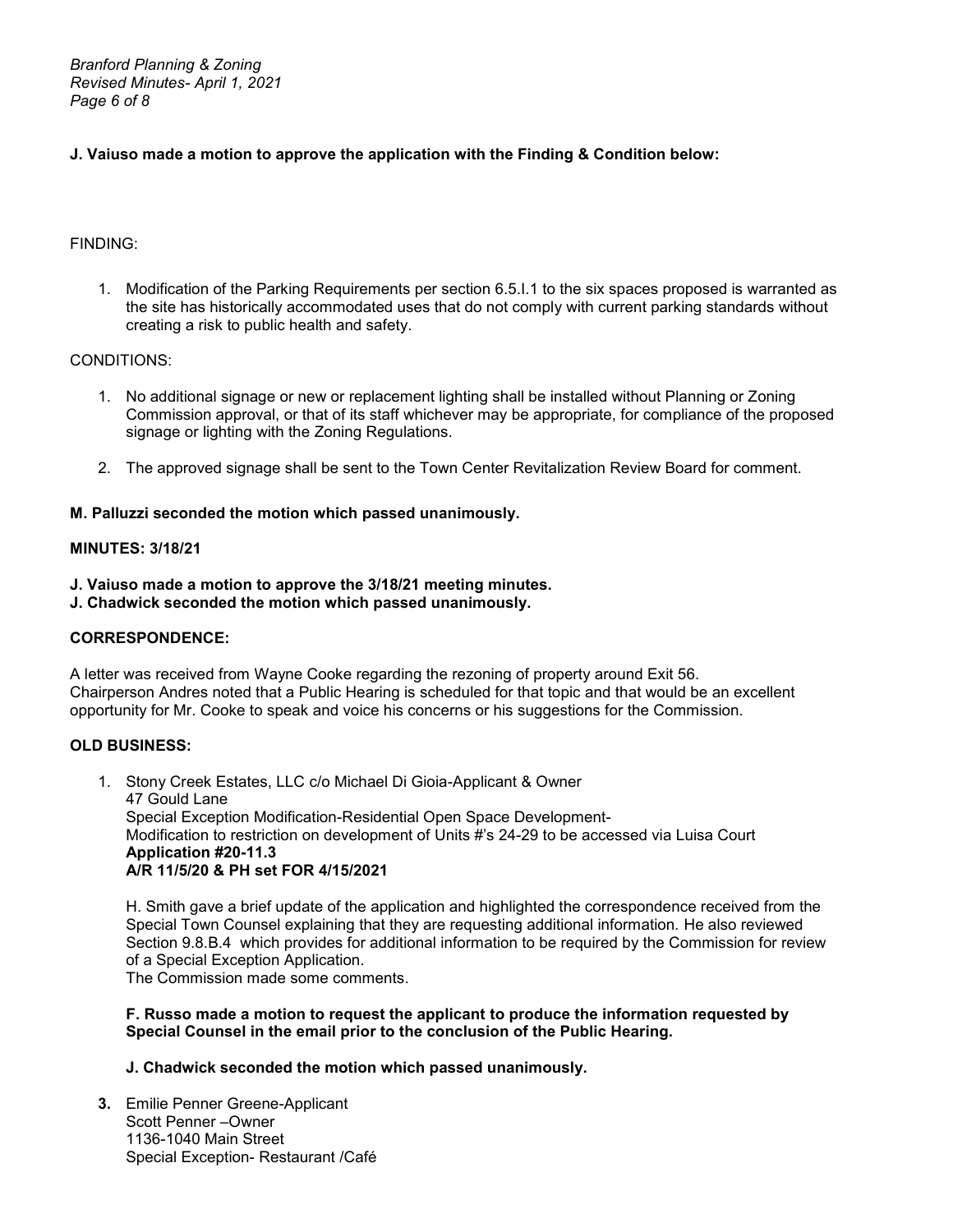**J. Vaiuso made a motion to approve the application with the Finding & Condition below:**

FINDING:

1. Modification of the Parking Requirements per section 6.5.I.1 to the six spaces proposed is warranted as the site has historically accommodated uses that do not comply with current parking standards without creating a risk to public health and safety.

CONDITIONS:

1. No additional signage or new or replacement lighting shall be installed without Planning or Zoning Commission approval, or that of its staff whichever may be appropriate, for compliance of the proposed signage or lighting with the Zoning Regulations.
2. The approved signage shall be sent to the Town Center Revitalization Review Board for comment.

**M. Palluzzi seconded the motion which passed unanimously.**

**MINUTES: 3/18/21**

**J. Vaiuso made a motion to approve the 3/18/21 meeting minutes.**
**J. Chadwick seconded the motion which passed unanimously.**

**CORRESPONDENCE:**

A letter was received from Wayne Cooke regarding the rezoning of property around Exit 56.
Chairperson Andres noted that a Public Hearing is scheduled for that topic and that would be an excellent opportunity for Mr. Cooke to speak and voice his concerns or his suggestions for the Commission.

**OLD BUSINESS:**

1. Stony Creek Estates, LLC c/o Michael Di Gioia-Applicant & Owner
   47 Gould Lane
   Special Exception Modification-Residential Open Space Development-
   Modification to restriction on development of Units #'s 24-29 to be accessed via Luisa Court
   **Application #20-11.3**
   **A/R 11/5/20 & PH set FOR 4/15/2021**

   H. Smith gave a brief update of the application and highlighted the correspondence received from the Special Town Counsel explaining that they are requesting additional information. He also reviewed Section 9.8.B.4 which provides for additional information to be required by the Commission for review of a Special Exception Application.
   The Commission made some comments.

   **F. Russo made a motion to request the applicant to produce the information requested by Special Counsel in the email prior to the conclusion of the Public Hearing.**

   **J. Chadwick seconded the motion which passed unanimously.**

3. Emilie Penner Greene-Applicant
   Scott Penner –Owner
   1136-1040 Main Street
   Special Exception- Restaurant /Café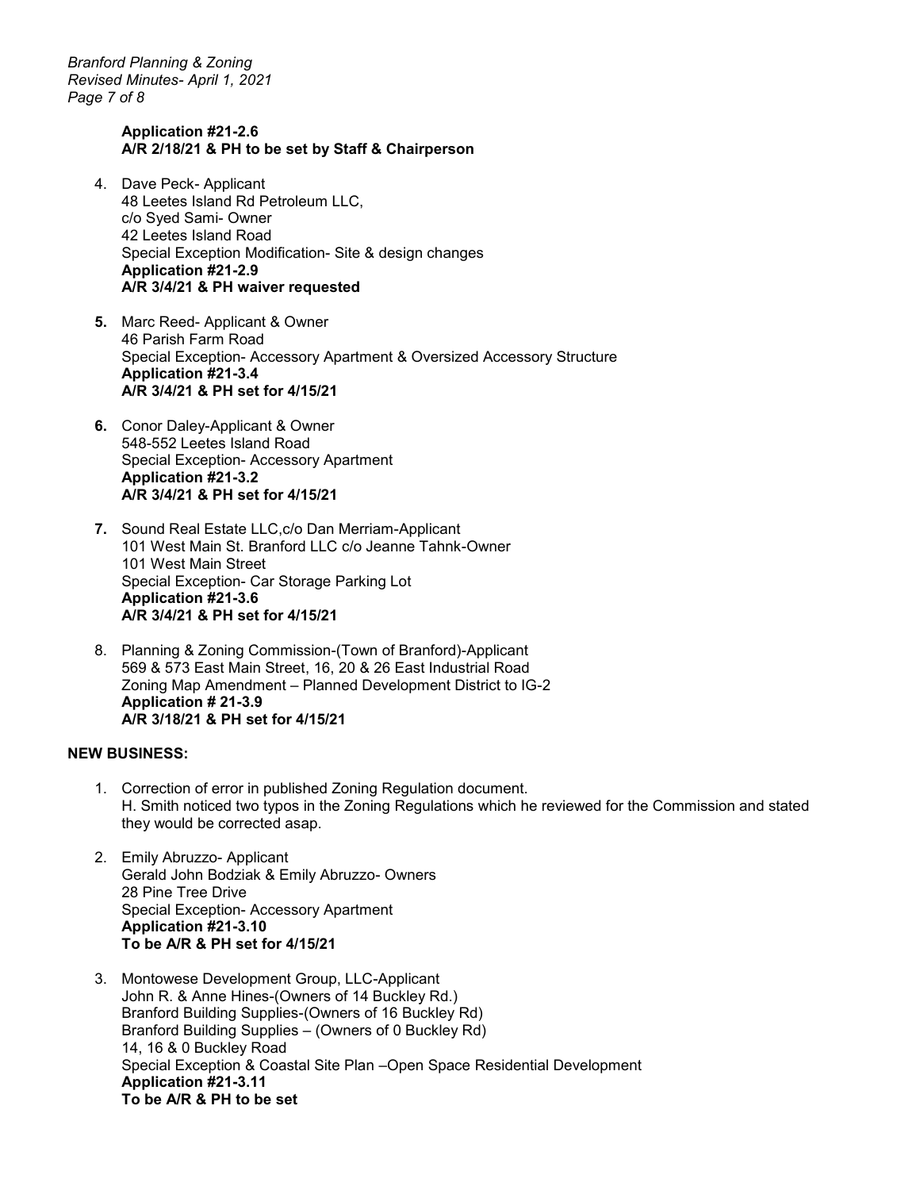**Application #21-2.6**
**A/R 2/18/21 & PH to be set by Staff & Chairperson**

4. Dave Peck- Applicant
   48 Leetes Island Rd Petroleum LLC,
   c/o Syed Sami- Owner
   42 Leetes Island Road
   Special Exception Modification- Site & design changes
   **Application #21-2.9**
   **A/R 3/4/21 & PH waiver requested**

5. Marc Reed- Applicant & Owner
   46 Parish Farm Road
   Special Exception- Accessory Apartment & Oversized Accessory Structure
   **Application #21-3.4**
   **A/R 3/4/21 & PH set for 4/15/21**

6. Conor Daley-Applicant & Owner
   548-552 Leetes Island Road
   Special Exception- Accessory Apartment
   **Application #21-3.2**
   **A/R 3/4/21 & PH set for 4/15/21**

7. Sound Real Estate LLC,c/o Dan Merriam-Applicant
   101 West Main St. Branford LLC c/o Jeanne Tahnk-Owner
   101 West Main Street
   Special Exception- Car Storage Parking Lot
   **Application #21-3.6**
   **A/R 3/4/21 & PH set for 4/15/21**

8. Planning & Zoning Commission-(Town of Branford)-Applicant
   569 & 573 East Main Street, 16, 20 & 26 East Industrial Road
   Zoning Map Amendment – Planned Development District to IG-2
   **Application # 21-3.9**
   **A/R 3/18/21 & PH set for 4/15/21**

**NEW BUSINESS:**

1. Correction of error in published Zoning Regulation document.
   H. Smith noticed two typos in the Zoning Regulations which he reviewed for the Commission and stated they would be corrected asap.

2. Emily Abruzzo- Applicant
   Gerald John Bodziak & Emily Abruzzo- Owners
   28 Pine Tree Drive
   Special Exception- Accessory Apartment
   **Application #21-3.10**
   **To be A/R & PH set for 4/15/21**

3. Montowese Development Group, LLC-Applicant
   John R. & Anne Hines-(Owners of 14 Buckley Rd.)
   Branford Building Supplies-(Owners of 16 Buckley Rd)
   Branford Building Supplies – (Owners of 0 Buckley Rd)
   14, 16 & 0 Buckley Road
   Special Exception & Coastal Site Plan –Open Space Residential Development
   **Application #21-3.11**
   **To be A/R & PH to be set**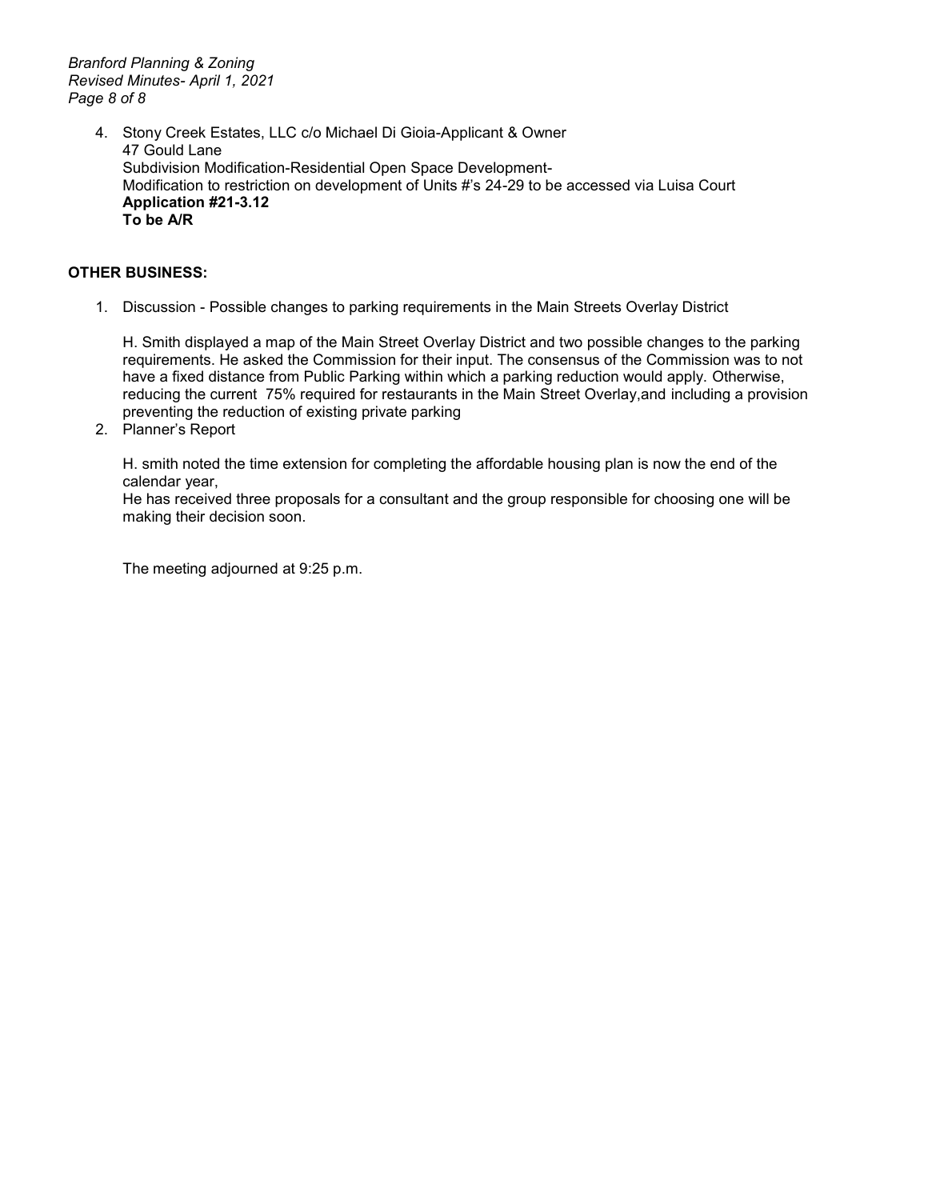4. Stony Creek Estates, LLC c/o Michael Di Gioia-Applicant & Owner
   47 Gould Lane
   Subdivision Modification-Residential Open Space Development-
   Modification to restriction on development of Units #'s 24-29 to be accessed via Luisa Court
   **Application #21-3.12**
   **To be A/R**

**OTHER BUSINESS:**

1. Discussion - Possible changes to parking requirements in the Main Streets Overlay District

   H. Smith displayed a map of the Main Street Overlay District and two possible changes to the parking requirements. He asked the Commission for their input. The consensus of the Commission was to not have a fixed distance from Public Parking within which a parking reduction would apply. Otherwise, reducing the current 75% required for restaurants in the Main Street Overlay,and including a provision preventing the reduction of existing private parking

2. Planner's Report

   H. smith noted the time extension for completing the affordable housing plan is now the end of the calendar year,
   He has received three proposals for a consultant and the group responsible for choosing one will be making their decision soon.

   The meeting adjourned at 9:25 p.m.